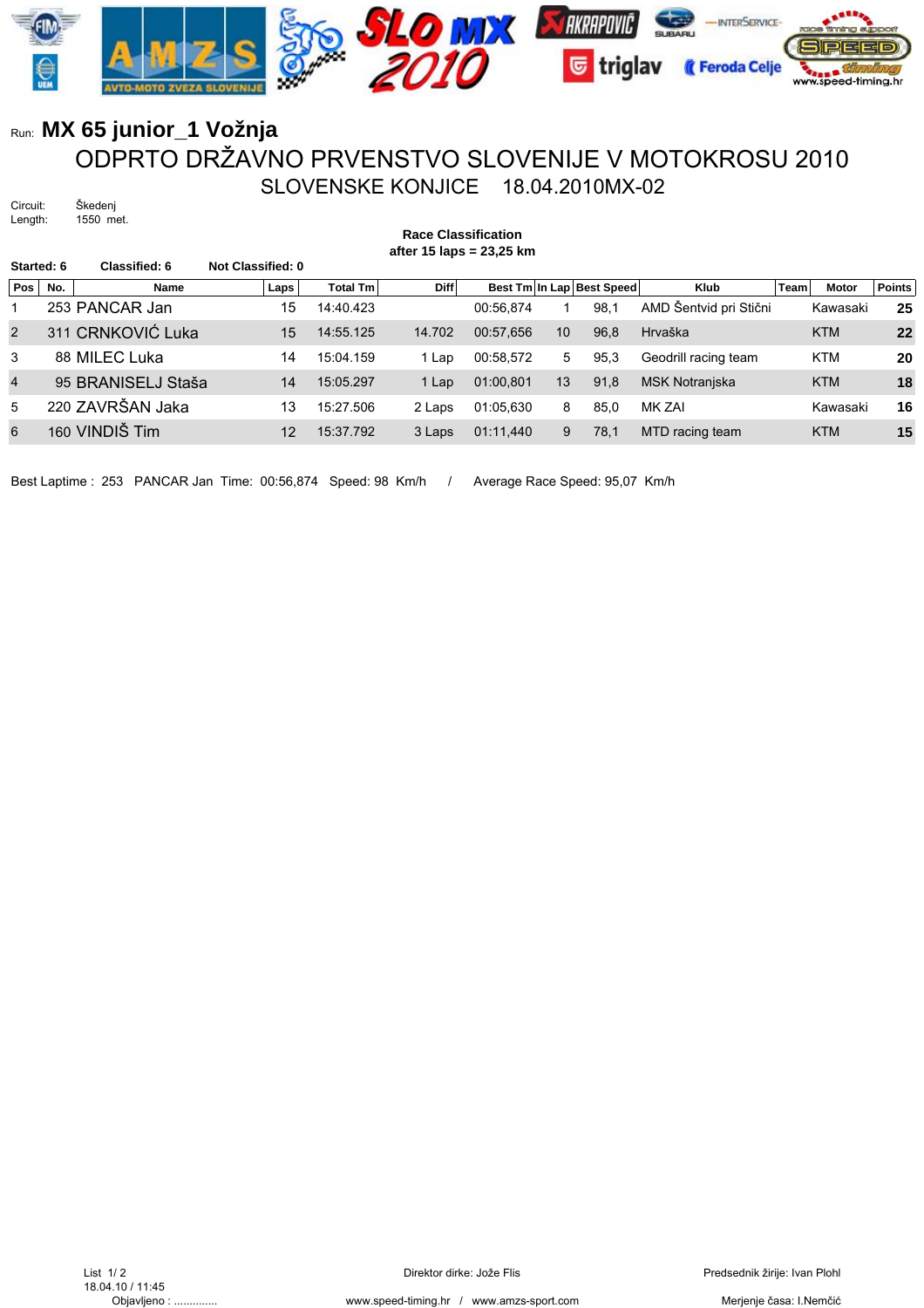Run: **MX 65 junior_1 Vožnja**

# ODPRTO DRŽAVNO PRVENSTVO SLOVENIJE V MOTOKROSU 2010

## SLOVENSKE KONJICE 18.04.2010MX-02

Circuit: Škedenj
Length: 1550 met.

**Race Classification**
**after 15 laps = 23,25 km**

**Started: 6** **Classified: 6** **Not Classified: 0**

| Pos | No. | Name | Laps | Total Tm | Diff | Best Tm | In Lap | Best Speed | Klub | Team | Motor | Points |
|---|---|---|---|---|---|---|---|---|---|---|---|---|
| 1 | 253 | PANCAR Jan | 15 | 14:40.423 | | 00:56,874 | 1 | 98,1 | AMD Šentvid pri Stični | | Kawasaki | **25** |
| 2 | 311 | CRNKOVIĆ Luka | 15 | 14:55.125 | 14.702 | 00:57,656 | 10 | 96,8 | Hrvaška | | KTM | **22** |
| 3 | 88 | MILEC Luka | 14 | 15:04.159 | 1 Lap | 00:58,572 | 5 | 95,3 | Geodrill racing team | | KTM | **20** |
| 4 | 95 | BRANISELJ Staša | 14 | 15:05.297 | 1 Lap | 01:00,801 | 13 | 91,8 | MSK Notranjska | | KTM | **18** |
| 5 | 220 | ZAVRŠAN Jaka | 13 | 15:27.506 | 2 Laps | 01:05,630 | 8 | 85,0 | MK ZAI | | Kawasaki | **16** |
| 6 | 160 | VINDIŠ Tim | 12 | 15:37.792 | 3 Laps | 01:11,440 | 9 | 78,1 | MTD racing team | | KTM | **15** |

Best Laptime : 253 PANCAR Jan Time: 00:56,874 Speed: 98 Km/h / Average Race Speed: 95,07 Km/h

18.04.10 / 11:45
Objavljeno : .............

Direktor dirke: Jože Flis

Predsednik žirije: Ivan Plohl

www.speed-timing.hr / www.amzs-sport.com

Merjenje časa: I.Nemčić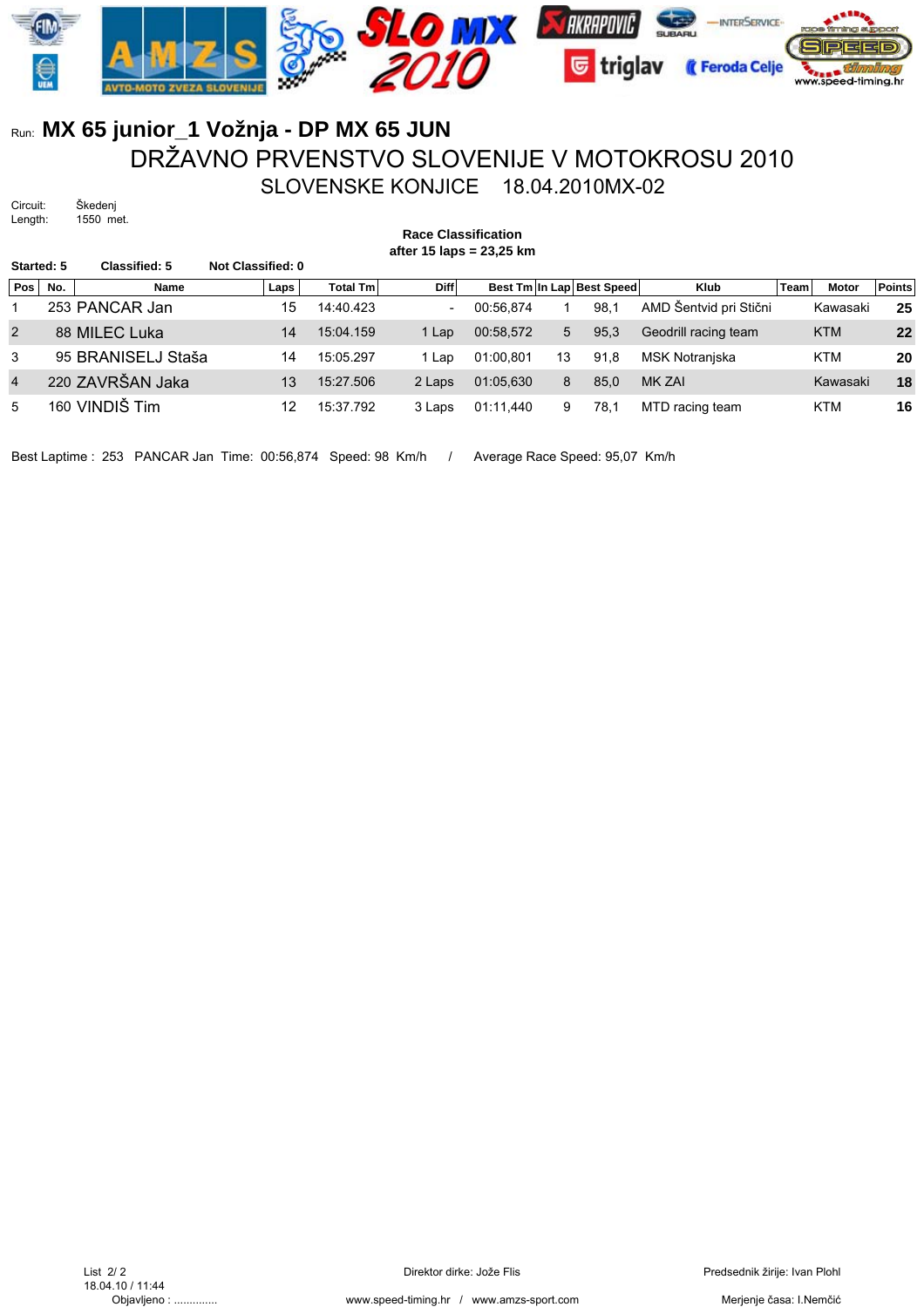Run: **MX 65 junior_1 Vožnja - DP MX 65 JUN**

## DRŽAVNO PRVENSTVO SLOVENIJE V MOTOKROSU 2010

### SLOVENSKE KONJICE 18.04.2010MX-02

Circuit: Škedenj
Length: 1550 met.

**Race Classification**
**after 15 laps = 23,25 km**

**Started: 5** **Classified: 5** **Not Classified: 0**

| Pos | No. | Name | Laps | Total Tm | Diff | Best Tm | In Lap | Best Speed | Klub | Team | Motor | Points |
|---|---|---|---|---|---|---|---|---|---|---|---|---|
| 1 | 253 | PANCAR Jan | 15 | 14:40.423 | - | 00:56,874 | 1 | 98,1 | AMD Šentvid pri Stični | | Kawasaki | 25 |
| 2 | 88 | MILEC Luka | 14 | 15:04.159 | 1 Lap | 00:58,572 | 5 | 95,3 | Geodrill racing team | | KTM | 22 |
| 3 | 95 | BRANISELJ Staša | 14 | 15:05.297 | 1 Lap | 01:00,801 | 13 | 91,8 | MSK Notranjska | | KTM | 20 |
| 4 | 220 | ZAVRŠAN Jaka | 13 | 15:27.506 | 2 Laps | 01:05,630 | 8 | 85,0 | MK ZAI | | Kawasaki | 18 |
| 5 | 160 | VINDIŠ Tim | 12 | 15:37.792 | 3 Laps | 01:11,440 | 9 | 78,1 | MTD racing team | | KTM | 16 |

Best Laptime : 253 PANCAR Jan Time: 00:56,874 Speed: 98 Km/h / Average Race Speed: 95,07 Km/h

List 2/ 2
18.04.10 / 11:44
Objavljeno : .............

Direktor dirke: Jože Flis

Predsednik žirije: Ivan Plohl

www.speed-timing.hr / www.amzs-sport.com

Merjenje časa: I.Nemčić